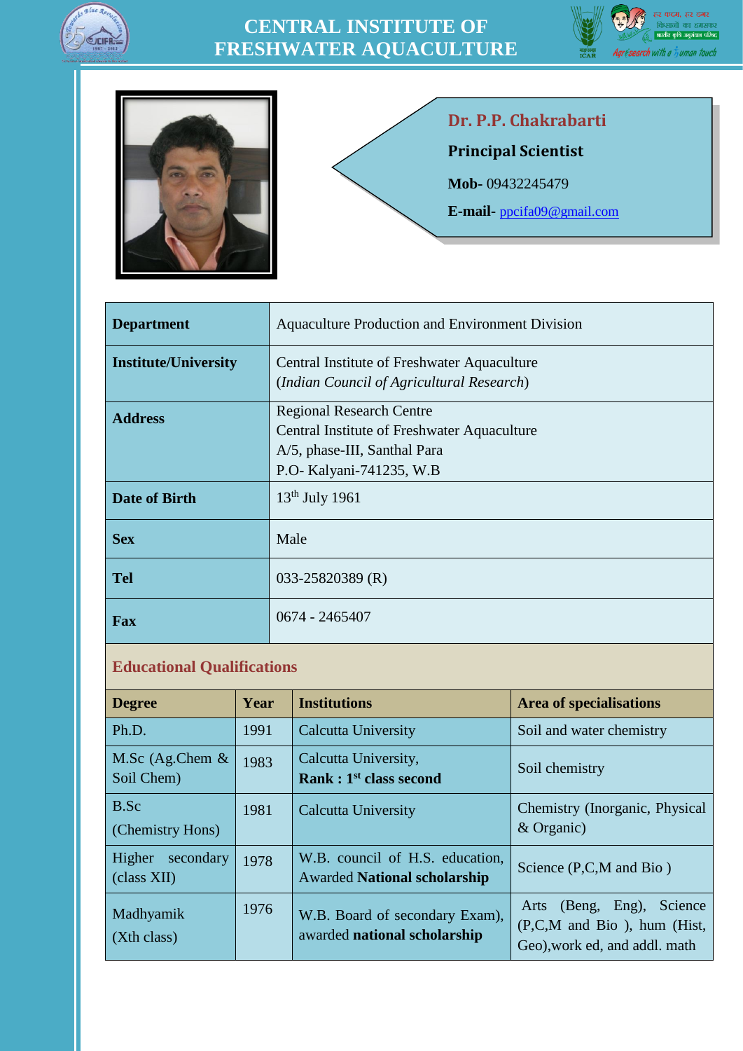# CENTRAL INSTITUTE OF FRESHWATER AQUACULTURE

## Dr. P.P. Chakrabarti

**Principal Scientist**

**Mob-** 09432245479

**E-mail-** ppcifa09@gmail.com

| **Department** | Aquaculture Production and Environment Division |
|---|---|
| **Institute/University** | Central Institute of Freshwater Aquaculture (*Indian Council of Agricultural Research*) |
| **Address** | Regional Research Centre<br>Central Institute of Freshwater Aquaculture<br>A/5, phase-III, Santhal Para<br>P.O- Kalyani-741235, W.B |
| **Date of Birth** | 13th July 1961 |
| **Sex** | Male |
| **Tel** | 033-25820389 (R) |
| **Fax** | 0674 - 2465407 |

## Educational Qualifications

| Degree | Year | Institutions | Area of specialisations |
|---|---|---|---|
| Ph.D. | 1991 | Calcutta University | Soil and water chemistry |
| M.Sc (Ag.Chem & Soil Chem) | 1983 | Calcutta University, **Rank : 1st class second** | Soil chemistry |
| B.Sc (Chemistry Hons) | 1981 | Calcutta University | Chemistry (Inorganic, Physical & Organic) |
| Higher secondary (class XII) | 1978 | W.B. council of H.S. education, Awarded **National scholarship** | Science (P,C,M and Bio ) |
| Madhyamik (Xth class) | 1976 | W.B. Board of secondary Exam), awarded **national scholarship** | Arts (Beng, Eng), Science (P,C,M and Bio ), hum (Hist, Geo),work ed, and addl. math |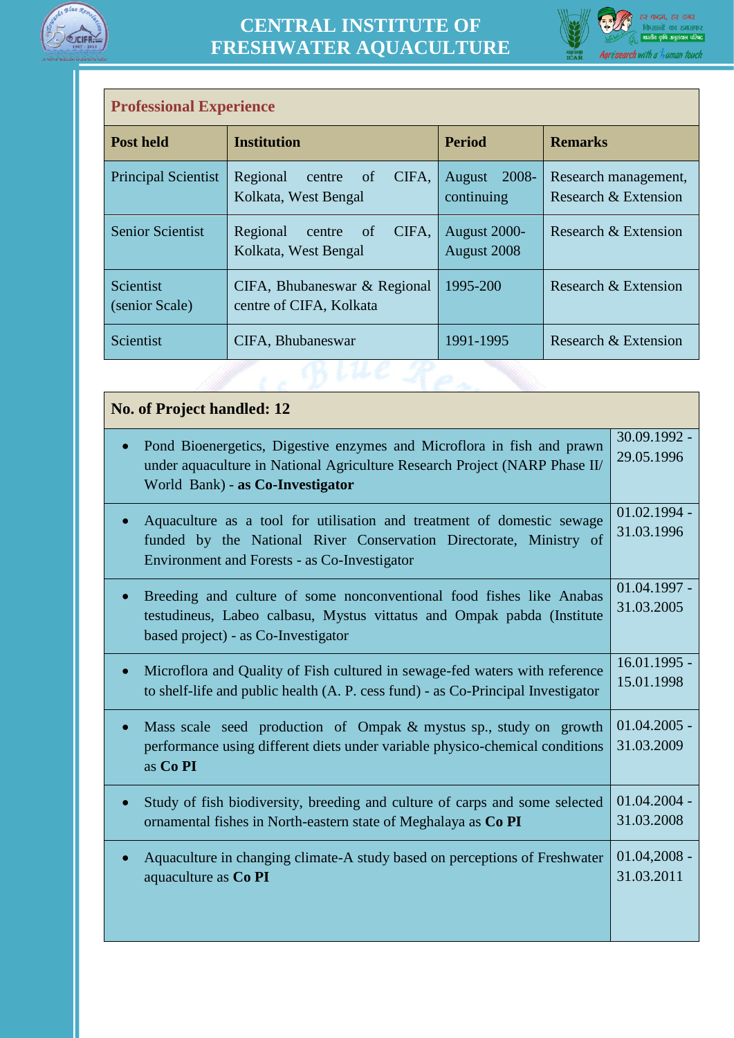## Professional Experience

| Post held | Institution | Period | Remarks |
|---|---|---|---|
| Principal Scientist | Regional centre of CIFA, Kolkata, West Bengal | August 2008-continuing | Research management, Research & Extension |
| Senior Scientist | Regional centre of CIFA, Kolkata, West Bengal | August 2000-August 2008 | Research & Extension |
| Scientist (senior Scale) | CIFA, Bhubaneswar & Regional centre of CIFA, Kolkata | 1995-200 | Research & Extension |
| Scientist | CIFA, Bhubaneswar | 1991-1995 | Research & Extension |

## No. of Project handled: 12

| Project | Period |
|---|---|
| • Pond Bioenergetics, Digestive enzymes and Microflora in fish and prawn under aquaculture in National Agriculture Research Project (NARP Phase II/ World Bank) - **as Co-Investigator** | 30.09.1992 - 29.05.1996 |
| • Aquaculture as a tool for utilisation and treatment of domestic sewage funded by the National River Conservation Directorate, Ministry of Environment and Forests - as Co-Investigator | 01.02.1994 - 31.03.1996 |
| • Breeding and culture of some nonconventional food fishes like Anabas testudineus, Labeo calbasu, Mystus vittatus and Ompak pabda (Institute based project) - as Co-Investigator | 01.04.1997 - 31.03.2005 |
| • Microflora and Quality of Fish cultured in sewage-fed waters with reference to shelf-life and public health (A. P. cess fund) - as Co-Principal Investigator | 16.01.1995 - 15.01.1998 |
| • Mass scale seed production of Ompak & mystus sp., study on growth performance using different diets under variable physico-chemical conditions as **Co PI** | 01.04.2005 - 31.03.2009 |
| • Study of fish biodiversity, breeding and culture of carps and some selected ornamental fishes in North-eastern state of Meghalaya as **Co PI** | 01.04.2004 - 31.03.2008 |
| • Aquaculture in changing climate-A study based on perceptions of Freshwater aquaculture as **Co PI** | 01.04,2008 - 31.03.2011 |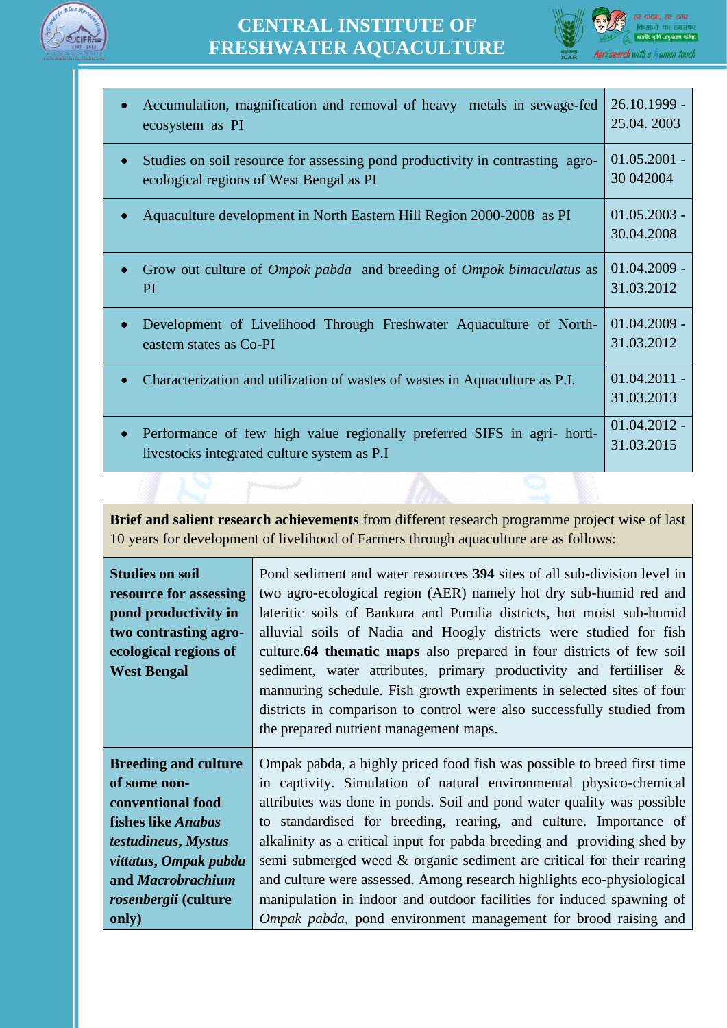| Project | Duration |
|---|---|
| • Accumulation, magnification and removal of heavy metals in sewage-fed ecosystem as PI | 26.10.1999 - 25.04. 2003 |
| • Studies on soil resource for assessing pond productivity in contrasting agro-ecological regions of West Bengal as PI | 01.05.2001 - 30 042004 |
| • Aquaculture development in North Eastern Hill Region 2000-2008 as PI | 01.05.2003 - 30.04.2008 |
| • Grow out culture of *Ompok pabda* and breeding of *Ompok bimaculatus* as PI | 01.04.2009 - 31.03.2012 |
| • Development of Livelihood Through Freshwater Aquaculture of North-eastern states as Co-PI | 01.04.2009 - 31.03.2012 |
| • Characterization and utilization of wastes of wastes in Aquaculture as P.I. | 01.04.2011 - 31.03.2013 |
| • Performance of few high value regionally preferred SIFS in agri- horti-livestocks integrated culture system as P.I | 01.04.2012 - 31.03.2015 |

**Brief and salient research achievements** from different research programme project wise of last 10 years for development of livelihood of Farmers through aquaculture are as follows:

| Programme | Achievements |
|---|---|
| **Studies on soil resource for assessing pond productivity in two contrasting agro-ecological regions of West Bengal** | Pond sediment and water resources **394** sites of all sub-division level in two agro-ecological region (AER) namely hot dry sub-humid red and lateritic soils of Bankura and Purulia districts, hot moist sub-humid alluvial soils of Nadia and Hoogly districts were studied for fish culture.**64 thematic maps** also prepared in four districts of few soil sediment, water attributes, primary productivity and fertiiliser & mannuring schedule. Fish growth experiments in selected sites of four districts in comparison to control were also successfully studied from the prepared nutrient management maps. |
| **Breeding and culture of some non-conventional food fishes like *Anabas testudineus*, *Mystus vittatus*, *Ompak pabda* and *Macrobrachium rosenbergii* (culture only)** | Ompak pabda, a highly priced food fish was possible to breed first time in captivity. Simulation of natural environmental physico-chemical attributes was done in ponds. Soil and pond water quality was possible to standardised for breeding, rearing, and culture. Importance of alkalinity as a critical input for pabda breeding and providing shed by semi submerged weed & organic sediment are critical for their rearing and culture were assessed. Among research highlights eco-physiological manipulation in indoor and outdoor facilities for induced spawning of *Ompak pabda*, pond environment management for brood raising and |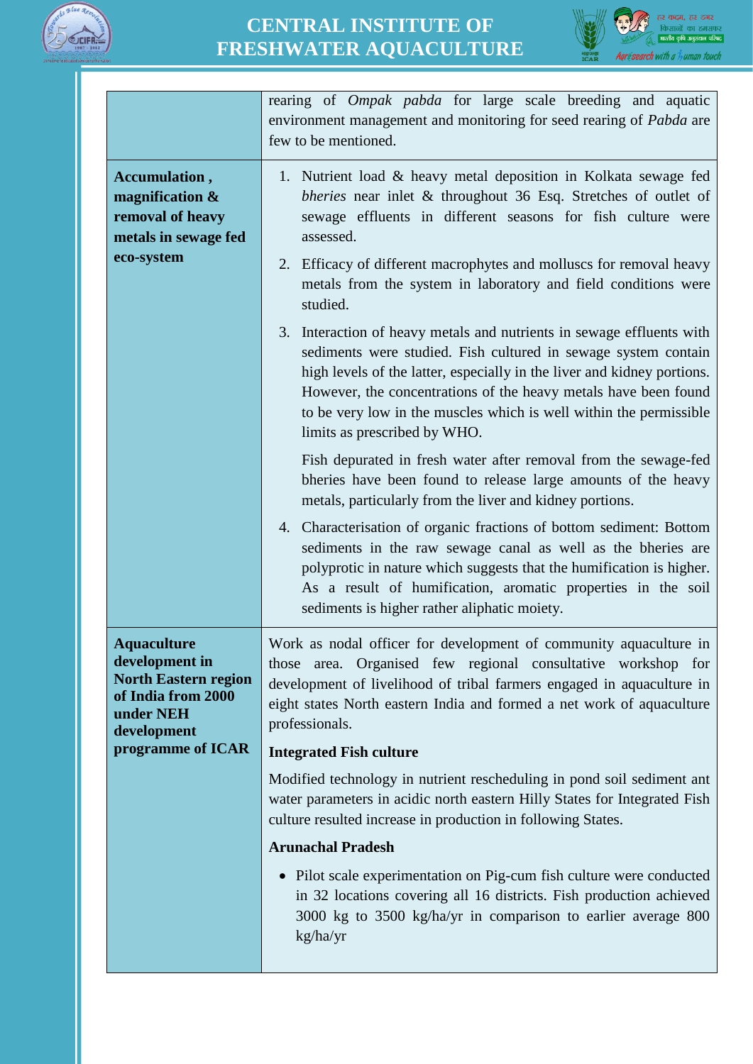| | |
|---|---|
| | rearing of *Ompak pabda* for large scale breeding and aquatic environment management and monitoring for seed rearing of *Pabda* are few to be mentioned. |
| **Accumulation , magnification & removal of heavy metals in sewage fed eco-system** | 1. Nutrient load & heavy metal deposition in Kolkata sewage fed *bheries* near inlet & throughout 36 Esq. Stretches of outlet of sewage effluents in different seasons for fish culture were assessed.<br>2. Efficacy of different macrophytes and molluscs for removal heavy metals from the system in laboratory and field conditions were studied.<br>3. Interaction of heavy metals and nutrients in sewage effluents with sediments were studied. Fish cultured in sewage system contain high levels of the latter, especially in the liver and kidney portions. However, the concentrations of the heavy metals have been found to be very low in the muscles which is well within the permissible limits as prescribed by WHO.<br>Fish depurated in fresh water after removal from the sewage-fed bheries have been found to release large amounts of the heavy metals, particularly from the liver and kidney portions.<br>4. Characterisation of organic fractions of bottom sediment: Bottom sediments in the raw sewage canal as well as the bheries are polyprotic in nature which suggests that the humification is higher. As a result of humification, aromatic properties in the soil sediments is higher rather aliphatic moiety. |
| **Aquaculture development in North Eastern region of India from 2000 under NEH development programme of ICAR** | Work as nodal officer for development of community aquaculture in those area. Organised few regional consultative workshop for development of livelihood of tribal farmers engaged in aquaculture in eight states North eastern India and formed a net work of aquaculture professionals.<br>**Integrated Fish culture**<br>Modified technology in nutrient rescheduling in pond soil sediment ant water parameters in acidic north eastern Hilly States for Integrated Fish culture resulted increase in production in following States.<br>**Arunachal Pradesh**<br>• Pilot scale experimentation on Pig-cum fish culture were conducted in 32 locations covering all 16 districts. Fish production achieved 3000 kg to 3500 kg/ha/yr in comparison to earlier average 800 kg/ha/yr |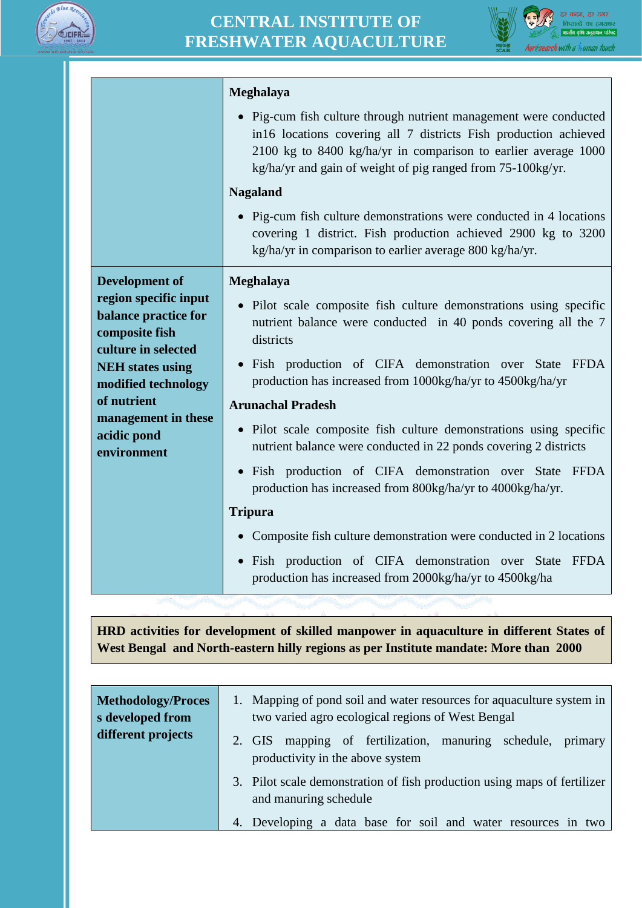| | |
|---|---|
| | **Meghalaya**<br>• Pig-cum fish culture through nutrient management were conducted in16 locations covering all 7 districts Fish production achieved 2100 kg to 8400 kg/ha/yr in comparison to earlier average 1000 kg/ha/yr and gain of weight of pig ranged from 75-100kg/yr.<br>**Nagaland**<br>• Pig-cum fish culture demonstrations were conducted in 4 locations covering 1 district. Fish production achieved 2900 kg to 3200 kg/ha/yr in comparison to earlier average 800 kg/ha/yr. |
| **Development of region specific input balance practice for composite fish culture in selected NEH states using modified technology of nutrient management in these acidic pond environment** | **Meghalaya**<br>• Pilot scale composite fish culture demonstrations using specific nutrient balance were conducted in 40 ponds covering all the 7 districts<br>• Fish production of CIFA demonstration over State FFDA production has increased from 1000kg/ha/yr to 4500kg/ha/yr<br>**Arunachal Pradesh**<br>• Pilot scale composite fish culture demonstrations using specific nutrient balance were conducted in 22 ponds covering 2 districts<br>• Fish production of CIFA demonstration over State FFDA production has increased from 800kg/ha/yr to 4000kg/ha/yr.<br>**Tripura**<br>• Composite fish culture demonstration were conducted in 2 locations<br>• Fish production of CIFA demonstration over State FFDA production has increased from 2000kg/ha/yr to 4500kg/ha |

**HRD activities for development of skilled manpower in aquaculture in different States of West Bengal and North-eastern hilly regions as per Institute mandate: More than 2000**

| | |
|---|---|
| **Methodology/Process developed from different projects** | 1. Mapping of pond soil and water resources for aquaculture system in two varied agro ecological regions of West Bengal<br>2. GIS mapping of fertilization, manuring schedule, primary productivity in the above system<br>3. Pilot scale demonstration of fish production using maps of fertilizer and manuring schedule<br>4. Developing a data base for soil and water resources in two |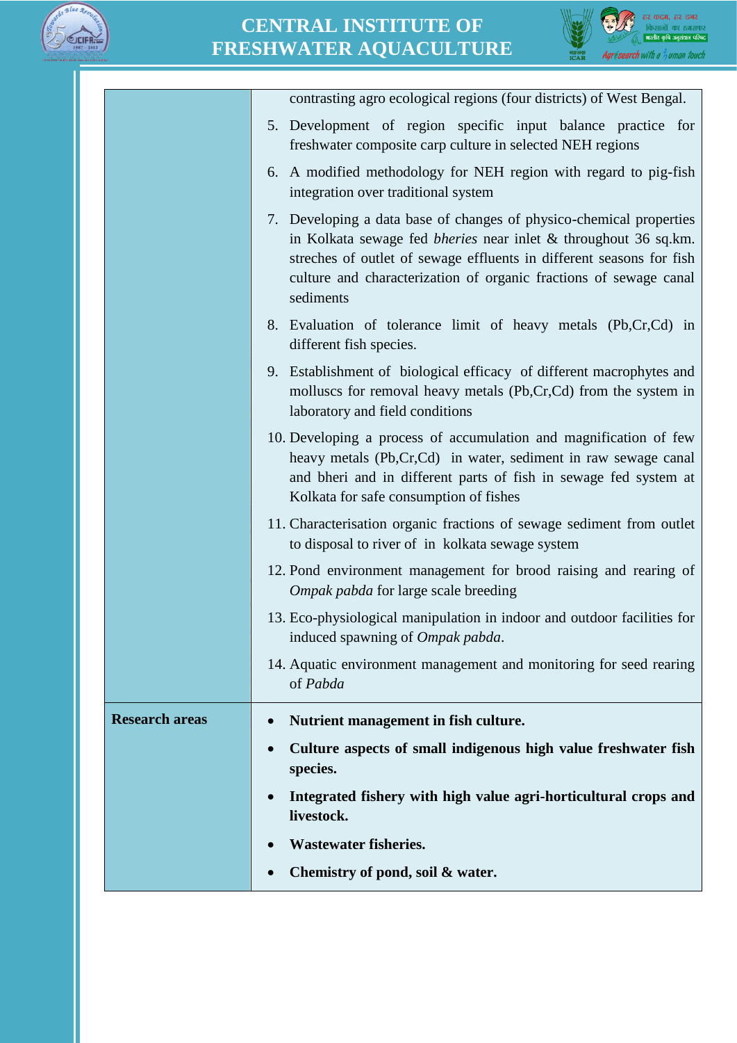| | |
|---|---|
| | contrasting agro ecological regions (four districts) of West Bengal.<br>5. Development of region specific input balance practice for freshwater composite carp culture in selected NEH regions<br>6. A modified methodology for NEH region with regard to pig-fish integration over traditional system<br>7. Developing a data base of changes of physico-chemical properties in Kolkata sewage fed *bheries* near inlet & throughout 36 sq.km. streches of outlet of sewage effluents in different seasons for fish culture and characterization of organic fractions of sewage canal sediments<br>8. Evaluation of tolerance limit of heavy metals (Pb,Cr,Cd) in different fish species.<br>9. Establishment of biological efficacy of different macrophytes and molluscs for removal heavy metals (Pb,Cr,Cd) from the system in laboratory and field conditions<br>10. Developing a process of accumulation and magnification of few heavy metals (Pb,Cr,Cd) in water, sediment in raw sewage canal and bheri and in different parts of fish in sewage fed system at Kolkata for safe consumption of fishes<br>11. Characterisation organic fractions of sewage sediment from outlet to disposal to river of in kolkata sewage system<br>12. Pond environment management for brood raising and rearing of *Ompak pabda* for large scale breeding<br>13. Eco-physiological manipulation in indoor and outdoor facilities for induced spawning of *Ompak pabda*.<br>14. Aquatic environment management and monitoring for seed rearing of *Pabda* |
| **Research areas** | • **Nutrient management in fish culture.**<br>• **Culture aspects of small indigenous high value freshwater fish species.**<br>• **Integrated fishery with high value agri-horticultural crops and livestock.**<br>• **Wastewater fisheries.**<br>• **Chemistry of pond, soil & water.** |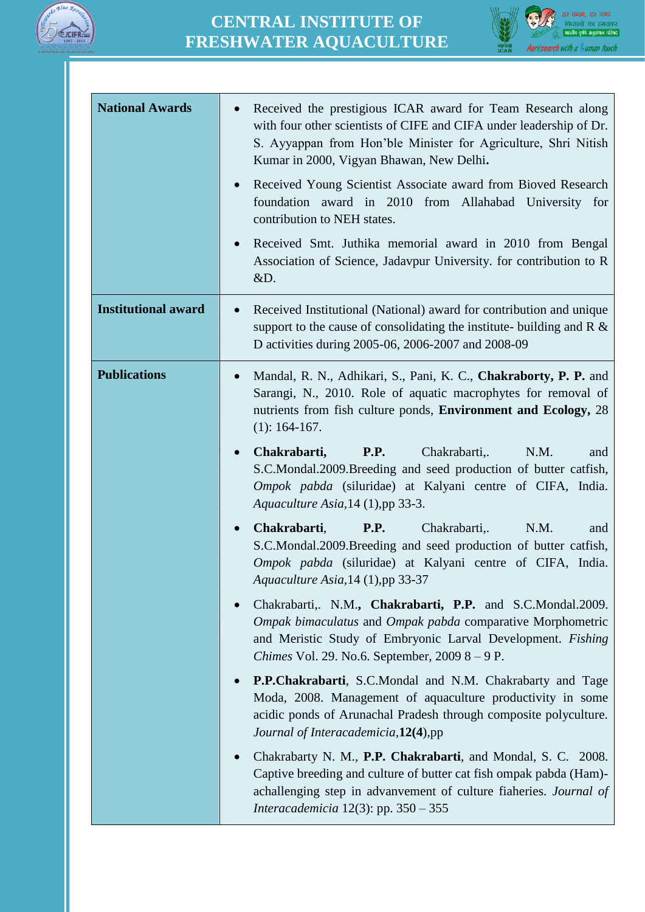| | |
|---|---|
| **National Awards** | • Received the prestigious ICAR award for Team Research along with four other scientists of CIFE and CIFA under leadership of Dr. S. Ayyappan from Hon'ble Minister for Agriculture, Shri Nitish Kumar in 2000, Vigyan Bhawan, New Delhi**.**<br>• Received Young Scientist Associate award from Bioved Research foundation award in 2010 from Allahabad University for contribution to NEH states.<br>• Received Smt. Juthika memorial award in 2010 from Bengal Association of Science, Jadavpur University. for contribution to R &D. |
| **Institutional award** | • Received Institutional (National) award for contribution and unique support to the cause of consolidating the institute- building and R & D activities during 2005-06, 2006-2007 and 2008-09 |
| **Publications** | • Mandal, R. N., Adhikari, S., Pani, K. C., **Chakraborty, P. P.** and Sarangi, N., 2010. Role of aquatic macrophytes for removal of nutrients from fish culture ponds, **Environment and Ecology,** 28 (1): 164-167.<br>• **Chakrabarti, P.P.** Chakrabarti,. N.M. and S.C.Mondal.2009.Breeding and seed production of butter catfish, *Ompok pabda* (siluridae) at Kalyani centre of CIFA, India. *Aquaculture Asia,*14 (1),pp 33-3.<br>• **Chakrabarti**, **P.P.** Chakrabarti,. N.M. and S.C.Mondal.2009.Breeding and seed production of butter catfish, *Ompok pabda* (siluridae) at Kalyani centre of CIFA, India. *Aquaculture Asia,*14 (1),pp 33-37<br>• Chakrabarti,. N.M.**, Chakrabarti, P.P.** and S.C.Mondal.2009. *Ompak bimaculatus* and *Ompak pabda* comparative Morphometric and Meristic Study of Embryonic Larval Development. *Fishing Chimes* Vol. 29. No.6. September, 2009 8 – 9 P.<br>• **P.P.Chakrabarti**, S.C.Mondal and N.M. Chakrabarty and Tage Moda, 2008. Management of aquaculture productivity in some acidic ponds of Arunachal Pradesh through composite polyculture. *Journal of Interacademicia,***12(4**),pp<br>• Chakrabarty N. M., **P.P. Chakrabarti**, and Mondal, S. C. 2008. Captive breeding and culture of butter cat fish ompak pabda (Ham)- achallenging step in advanvement of culture fiaheries. *Journal of Interacademicia* 12(3): pp. 350 – 355 |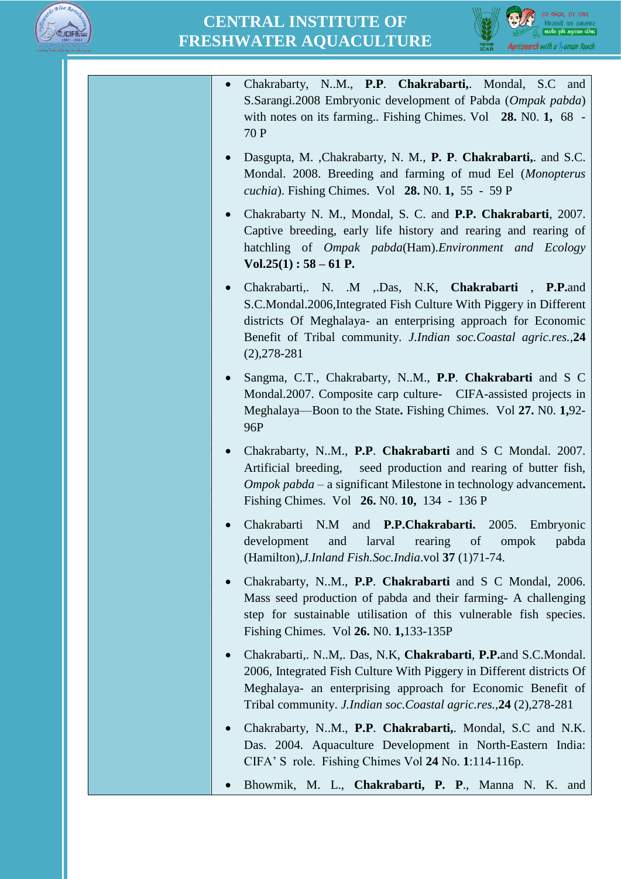- Chakrabarty, N..M., **P.P**. **Chakrabarti,**. Mondal, S.C and S.Sarangi.2008 Embryonic development of Pabda (*Ompak pabda*) with notes on its farming.. Fishing Chimes. Vol **28.** N0. **1,** 68 - 70 P

- Dasgupta, M. ,Chakrabarty, N. M., **P. P**. **Chakrabarti,**. and S.C. Mondal. 2008. Breeding and farming of mud Eel (*Monopterus cuchia*). Fishing Chimes. Vol **28.** N0. **1,** 55 - 59 P

- Chakrabarty N. M., Mondal, S. C. and **P.P. Chakrabarti**, 2007. Captive breeding, early life history and rearing and rearing of hatchling of *Ompak pabda*(Ham).*Environment and Ecology* **Vol.25(1) : 58 – 61 P.**

- Chakrabarti,. N. .M ,.Das, N.K, **Chakrabarti** , **P.P.**and S.C.Mondal.2006,Integrated Fish Culture With Piggery in Different districts Of Meghalaya- an enterprising approach for Economic Benefit of Tribal community. *J.Indian soc.Coastal agric.res.*,**24** (2),278-281

- Sangma, C.T., Chakrabarty, N..M., **P.P**. **Chakrabarti** and S C Mondal.2007. Composite carp culture- CIFA-assisted projects in Meghalaya—Boon to the State**.** Fishing Chimes. Vol **27.** N0. **1,**92-96P

- Chakrabarty, N..M., **P.P**. **Chakrabarti** and S C Mondal. 2007. Artificial breeding, seed production and rearing of butter fish, *Ompok pabda* – a significant Milestone in technology advancement**.** Fishing Chimes. Vol **26.** N0. **10,** 134 - 136 P

- Chakrabarti N.M and **P.P.Chakrabarti.** 2005. Embryonic development and larval rearing of ompok pabda (Hamilton),*J.Inland Fish.Soc.India*.vol **37** (1)71-74.

- Chakrabarty, N..M., **P.P**. **Chakrabarti** and S C Mondal, 2006. Mass seed production of pabda and their farming- A challenging step for sustainable utilisation of this vulnerable fish species. Fishing Chimes. Vol **26.** N0. **1,**133-135P

- Chakrabarti,. N..M,. Das, N.K, **Chakrabarti**, **P.P.**and S.C.Mondal. 2006, Integrated Fish Culture With Piggery in Different districts Of Meghalaya- an enterprising approach for Economic Benefit of Tribal community. *J.Indian soc.Coastal agric.res.*,**24** (2),278-281

- Chakrabarty, N..M., **P.P**. **Chakrabarti,**. Mondal, S.C and N.K. Das. 2004. Aquaculture Development in North-Eastern India: CIFA' S role. Fishing Chimes Vol **24** No. **1**:114-116p.

- Bhowmik, M. L., **Chakrabarti, P. P**., Manna N. K. and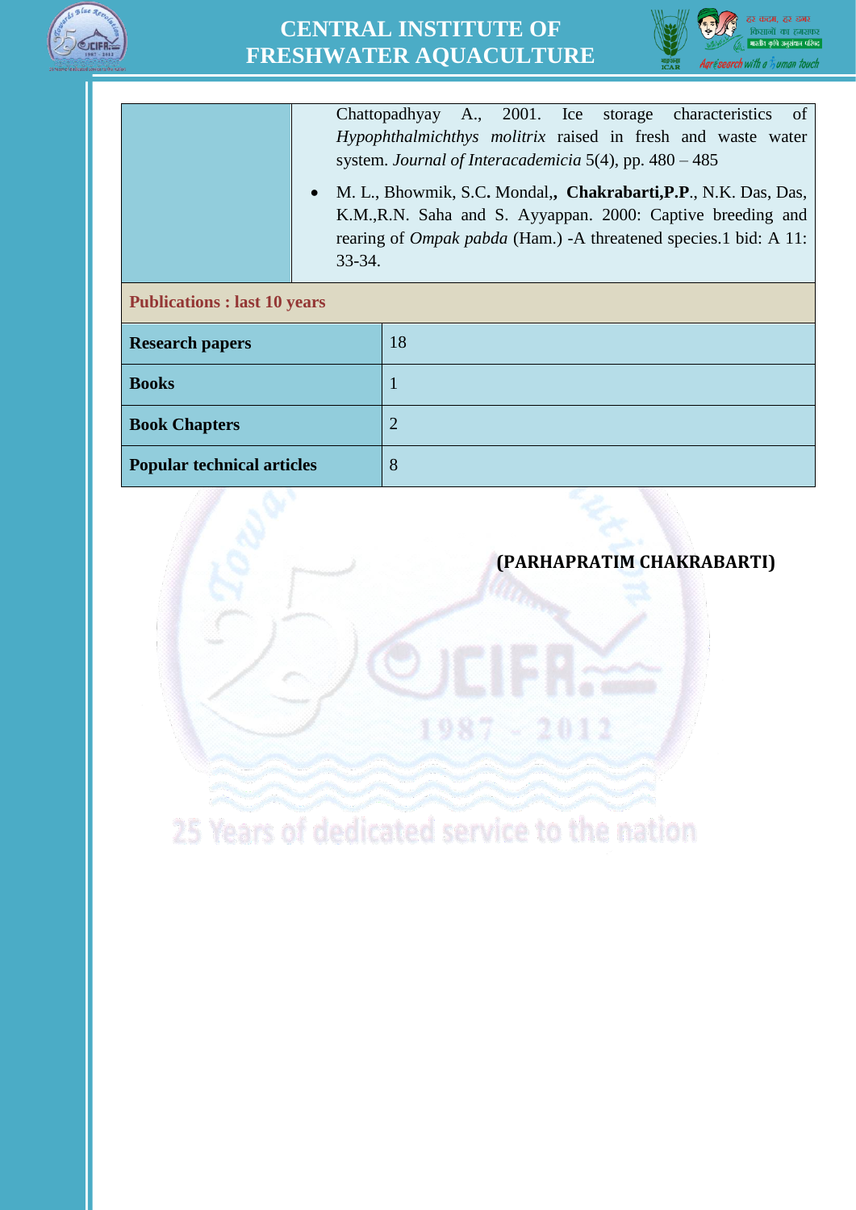| | |
|---|---|
| | Chattopadhyay A., 2001. Ice storage characteristics of *Hypophthalmichthys molitrix* raised in fresh and waste water system. *Journal of Interacademicia* 5(4), pp. 480 – 485<br>• M. L., Bhowmik, S.C**.** Mondal,**, Chakrabarti,P.P**., N.K. Das, Das, K.M.,R.N. Saha and S. Ayyappan. 2000: Captive breeding and rearing of *Ompak pabda* (Ham.) -A threatened species.1 bid: A 11: 33-34. |

**Publications : last 10 years**

| | |
|---|---|
| **Research papers** | 18 |
| **Books** | 1 |
| **Book Chapters** | 2 |
| **Popular technical articles** | 8 |

**(PARHAPRATIM CHAKRABARTI)**